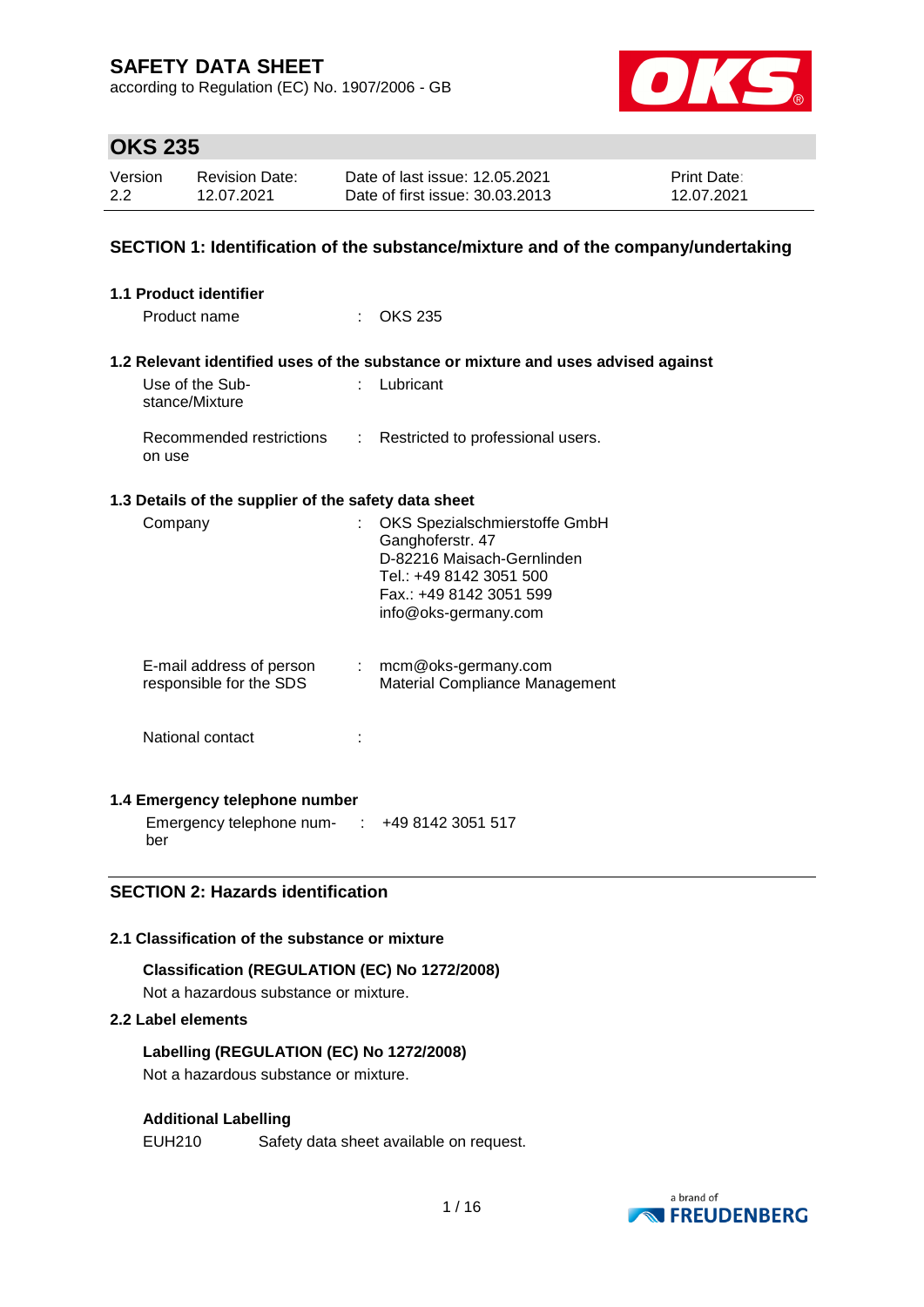# SAFETY DATA SHEET

according to Regulation (EC) No. 1907/2006 - GB

## OKS 235

| Version | Revision Date: | Date of last issue: 12.05.2021 | Print Date: |
|---|---|---|---|
| 2.2 | 12.07.2021 | Date of first issue: 30.03.2013 | 12.07.2021 |

## SECTION 1: Identification of the substance/mixture and of the company/undertaking

### 1.1 Product identifier

Product name : OKS 235

### 1.2 Relevant identified uses of the substance or mixture and uses advised against

Use of the Substance/Mixture : Lubricant

Recommended restrictions on use : Restricted to professional users.

### 1.3 Details of the supplier of the safety data sheet

Company : OKS Spezialschmierstoffe GmbH
Ganghoferstr. 47
D-82216 Maisach-Gernlinden
Tel.: +49 8142 3051 500
Fax.: +49 8142 3051 599
info@oks-germany.com

E-mail address of person responsible for the SDS : mcm@oks-germany.com
Material Compliance Management

National contact :

### 1.4 Emergency telephone number

Emergency telephone number : +49 8142 3051 517

## SECTION 2: Hazards identification

### 2.1 Classification of the substance or mixture

**Classification (REGULATION (EC) No 1272/2008)**

Not a hazardous substance or mixture.

### 2.2 Label elements

**Labelling (REGULATION (EC) No 1272/2008)**

Not a hazardous substance or mixture.

**Additional Labelling**

EUH210 Safety data sheet available on request.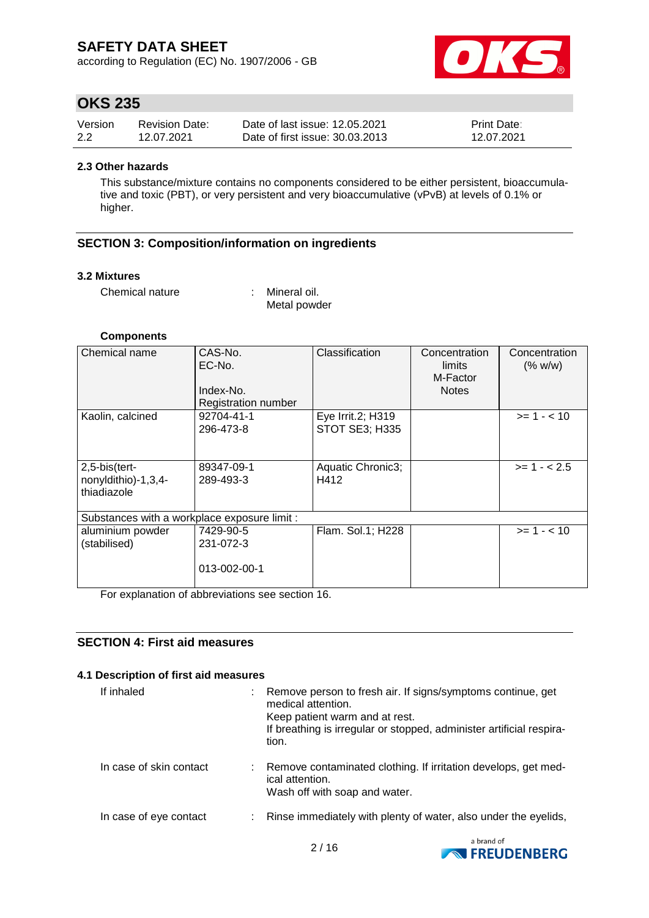### 2.3 Other hazards

This substance/mixture contains no components considered to be either persistent, bioaccumulative and toxic (PBT), or very persistent and very bioaccumulative (vPvB) at levels of 0.1% or higher.

## SECTION 3: Composition/information on ingredients

### 3.2 Mixtures

Chemical nature : Mineral oil.
Metal powder

**Components**

| Chemical name | CAS-No.<br>EC-No.<br>Index-No.<br>Registration number | Classification | Concentration limits<br>M-Factor<br>Notes | Concentration (% w/w) |
|---|---|---|---|---|
| Kaolin, calcined | 92704-41-1<br>296-473-8 | Eye Irrit.2; H319<br>STOT SE3; H335 | | >= 1 - < 10 |
| 2,5-bis(tert-nonyldithio)-1,3,4-thiadiazole | 89347-09-1<br>289-493-3 | Aquatic Chronic3; H412 | | >= 1 - < 2.5 |
| Substances with a workplace exposure limit : | | | | |
| aluminium powder (stabilised) | 7429-90-5<br>231-072-3<br>013-002-00-1 | Flam. Sol.1; H228 | | >= 1 - < 10 |

For explanation of abbreviations see section 16.

## SECTION 4: First aid measures

### 4.1 Description of first aid measures

If inhaled : Remove person to fresh air. If signs/symptoms continue, get medical attention.
Keep patient warm and at rest.
If breathing is irregular or stopped, administer artificial respiration.

In case of skin contact : Remove contaminated clothing. If irritation develops, get medical attention.
Wash off with soap and water.

In case of eye contact : Rinse immediately with plenty of water, also under the eyelids,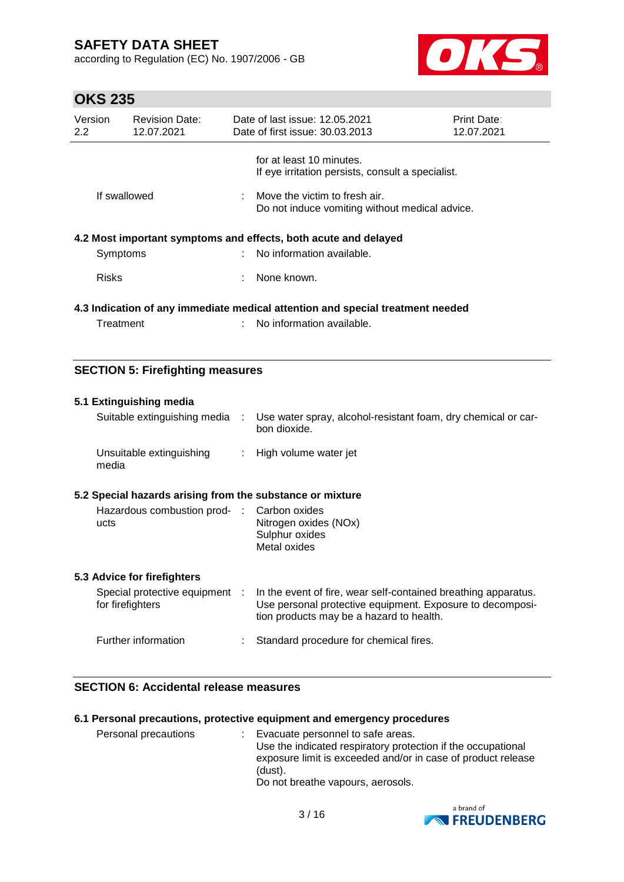for at least 10 minutes.
If eye irritation persists, consult a specialist.

| | | |
|---|---|---|
| If swallowed | : | Move the victim to fresh air. Do not induce vomiting without medical advice. |

**4.2 Most important symptoms and effects, both acute and delayed**

| | | |
|---|---|---|
| Symptoms | : | No information available. |
| Risks | : | None known. |

**4.3 Indication of any immediate medical attention and special treatment needed**

| | | |
|---|---|---|
| Treatment | : | No information available. |

## SECTION 5: Firefighting measures

**5.1 Extinguishing media**

| | | |
|---|---|---|
| Suitable extinguishing media | : | Use water spray, alcohol-resistant foam, dry chemical or carbon dioxide. |
| Unsuitable extinguishing media | : | High volume water jet |

**5.2 Special hazards arising from the substance or mixture**

| | | |
|---|---|---|
| Hazardous combustion products | : | Carbon oxides<br>Nitrogen oxides (NOx)<br>Sulphur oxides<br>Metal oxides |

**5.3 Advice for firefighters**

| | | |
|---|---|---|
| Special protective equipment for firefighters | : | In the event of fire, wear self-contained breathing apparatus. Use personal protective equipment. Exposure to decomposition products may be a hazard to health. |
| Further information | : | Standard procedure for chemical fires. |

## SECTION 6: Accidental release measures

**6.1 Personal precautions, protective equipment and emergency procedures**

| | | |
|---|---|---|
| Personal precautions | : | Evacuate personnel to safe areas.<br>Use the indicated respiratory protection if the occupational exposure limit is exceeded and/or in case of product release (dust).<br>Do not breathe vapours, aerosols. |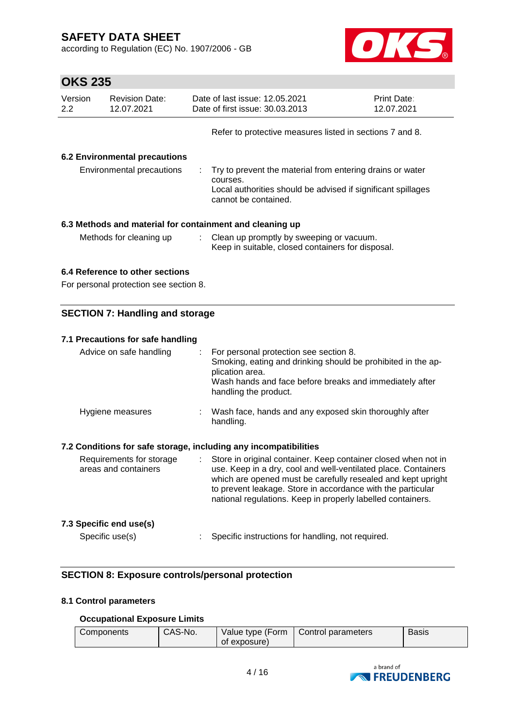Refer to protective measures listed in sections 7 and 8.

### 6.2 Environmental precautions

Environmental precautions : Try to prevent the material from entering drains or water courses.
Local authorities should be advised if significant spillages cannot be contained.

### 6.3 Methods and material for containment and cleaning up

Methods for cleaning up : Clean up promptly by sweeping or vacuum.
Keep in suitable, closed containers for disposal.

### 6.4 Reference to other sections

For personal protection see section 8.

## SECTION 7: Handling and storage

### 7.1 Precautions for safe handling

Advice on safe handling : For personal protection see section 8.
Smoking, eating and drinking should be prohibited in the application area.
Wash hands and face before breaks and immediately after handling the product.

Hygiene measures : Wash face, hands and any exposed skin thoroughly after handling.

### 7.2 Conditions for safe storage, including any incompatibilities

Requirements for storage areas and containers : Store in original container. Keep container closed when not in use. Keep in a dry, cool and well-ventilated place. Containers which are opened must be carefully resealed and kept upright to prevent leakage. Store in accordance with the particular national regulations. Keep in properly labelled containers.

### 7.3 Specific end use(s)

Specific use(s) : Specific instructions for handling, not required.

## SECTION 8: Exposure controls/personal protection

### 8.1 Control parameters

**Occupational Exposure Limits**

| Components | CAS-No. | Value type (Form of exposure) | Control parameters | Basis |
|---|---|---|---|---|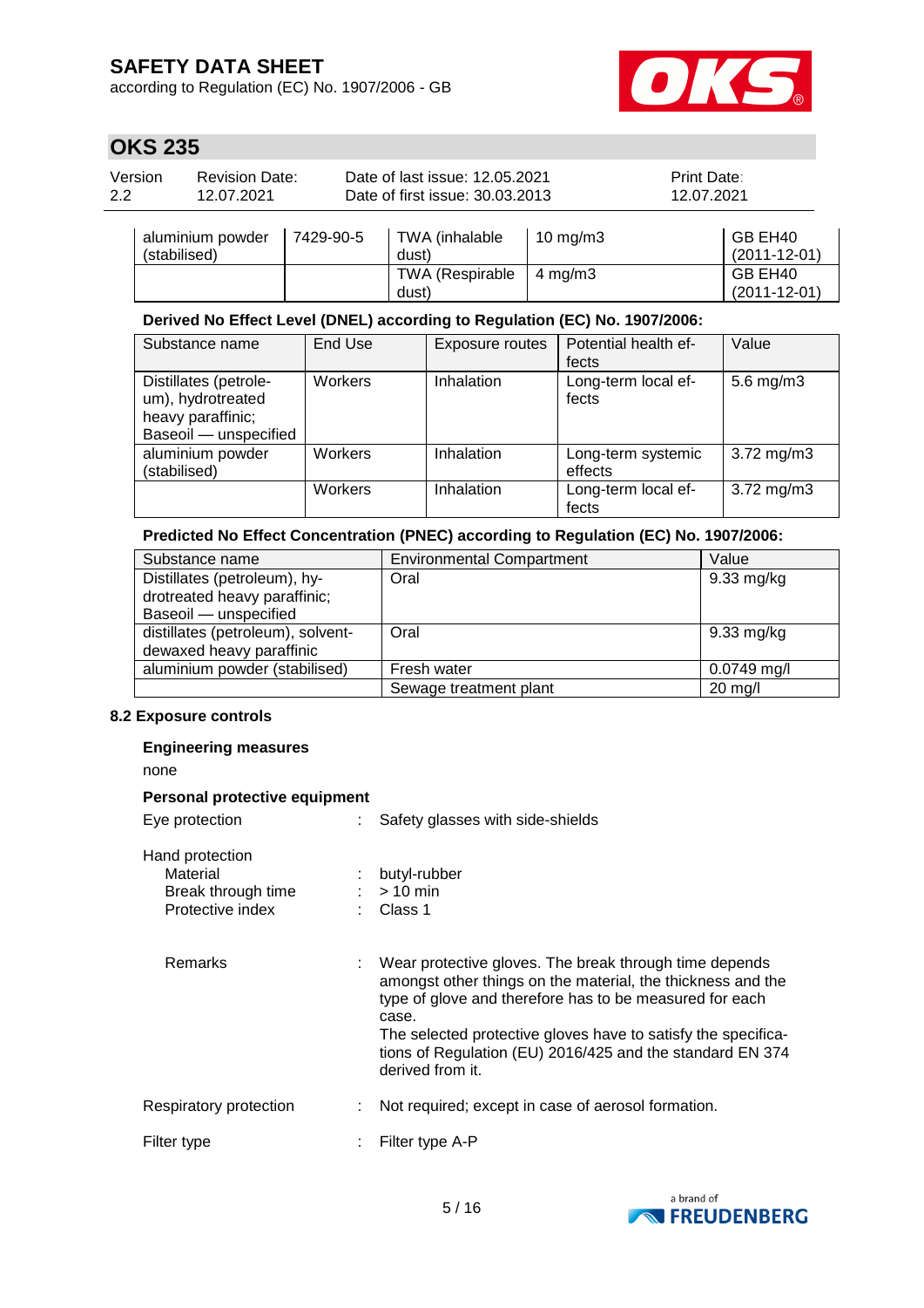| | | | | |
|---|---|---|---|---|
| aluminium powder (stabilised) | 7429-90-5 | TWA (inhalable dust) | 10 mg/m3 | GB EH40 (2011-12-01) |
| | | TWA (Respirable dust) | 4 mg/m3 | GB EH40 (2011-12-01) |

**Derived No Effect Level (DNEL) according to Regulation (EC) No. 1907/2006:**

| Substance name | End Use | Exposure routes | Potential health effects | Value |
|---|---|---|---|---|
| Distillates (petroleum), hydrotreated heavy paraffinic; Baseoil — unspecified | Workers | Inhalation | Long-term local effects | 5.6 mg/m3 |
| aluminium powder (stabilised) | Workers | Inhalation | Long-term systemic effects | 3.72 mg/m3 |
| | Workers | Inhalation | Long-term local effects | 3.72 mg/m3 |

**Predicted No Effect Concentration (PNEC) according to Regulation (EC) No. 1907/2006:**

| Substance name | Environmental Compartment | Value |
|---|---|---|
| Distillates (petroleum), hydrotreated heavy paraffinic; Baseoil — unspecified | Oral | 9.33 mg/kg |
| distillates (petroleum), solvent-dewaxed heavy paraffinic | Oral | 9.33 mg/kg |
| aluminium powder (stabilised) | Fresh water | 0.0749 mg/l |
| | Sewage treatment plant | 20 mg/l |

### 8.2 Exposure controls

**Engineering measures**

none

**Personal protective equipment**

Eye protection : Safety glasses with side-shields

Hand protection
- Material : butyl-rubber
- Break through time : > 10 min
- Protective index : Class 1

Remarks : Wear protective gloves. The break through time depends amongst other things on the material, the thickness and the type of glove and therefore has to be measured for each case.
The selected protective gloves have to satisfy the specifications of Regulation (EU) 2016/425 and the standard EN 374 derived from it.

Respiratory protection : Not required; except in case of aerosol formation.

Filter type : Filter type A-P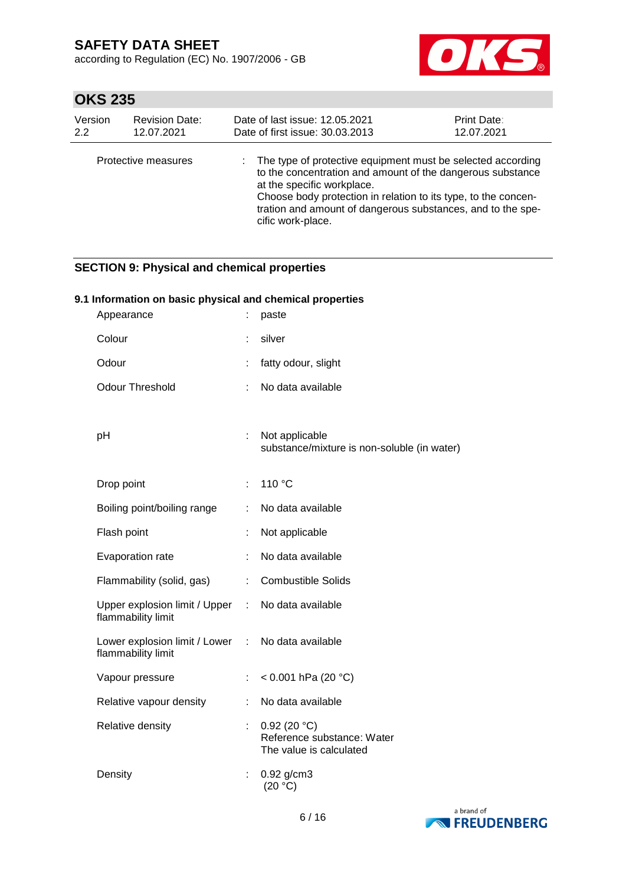| | | |
|---|---|---|
| Protective measures | : | The type of protective equipment must be selected according to the concentration and amount of the dangerous substance at the specific workplace.<br>Choose body protection in relation to its type, to the concentration and amount of dangerous substances, and to the specific work-place. |

## SECTION 9: Physical and chemical properties

### 9.1 Information on basic physical and chemical properties

| | | |
|---|---|---|
| Appearance | : | paste |
| Colour | : | silver |
| Odour | : | fatty odour, slight |
| Odour Threshold | : | No data available |
| pH | : | Not applicable<br>substance/mixture is non-soluble (in water) |
| Drop point | : | 110 °C |
| Boiling point/boiling range | : | No data available |
| Flash point | : | Not applicable |
| Evaporation rate | : | No data available |
| Flammability (solid, gas) | : | Combustible Solids |
| Upper explosion limit / Upper flammability limit | : | No data available |
| Lower explosion limit / Lower flammability limit | : | No data available |
| Vapour pressure | : | < 0.001 hPa (20 °C) |
| Relative vapour density | : | No data available |
| Relative density | : | 0.92 (20 °C)<br>Reference substance: Water<br>The value is calculated |
| Density | : | 0.92 g/cm3<br>(20 °C) |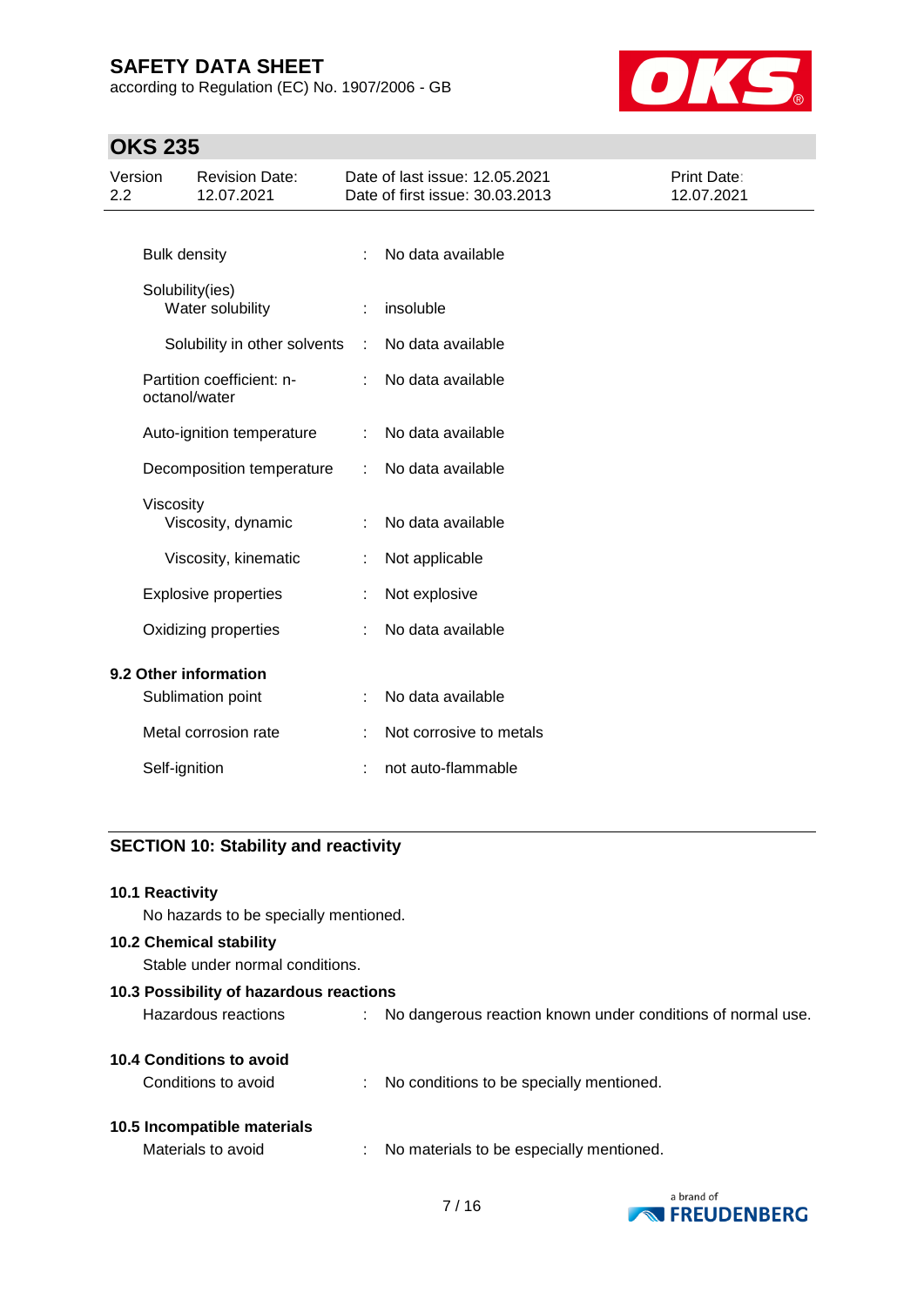| | | |
|---|---|---|
| Bulk density | : | No data available |
| Solubility(ies) | | |
| Water solubility | : | insoluble |
| Solubility in other solvents | : | No data available |
| Partition coefficient: n-octanol/water | : | No data available |
| Auto-ignition temperature | : | No data available |
| Decomposition temperature | : | No data available |
| Viscosity | | |
| Viscosity, dynamic | : | No data available |
| Viscosity, kinematic | : | Not applicable |
| Explosive properties | : | Not explosive |
| Oxidizing properties | : | No data available |

**9.2 Other information**

| | | |
|---|---|---|
| Sublimation point | : | No data available |
| Metal corrosion rate | : | Not corrosive to metals |
| Self-ignition | : | not auto-flammable |

## SECTION 10: Stability and reactivity

**10.1 Reactivity**

No hazards to be specially mentioned.

**10.2 Chemical stability**

Stable under normal conditions.

**10.3 Possibility of hazardous reactions**

Hazardous reactions : No dangerous reaction known under conditions of normal use.

**10.4 Conditions to avoid**

Conditions to avoid : No conditions to be specially mentioned.

**10.5 Incompatible materials**

Materials to avoid : No materials to be especially mentioned.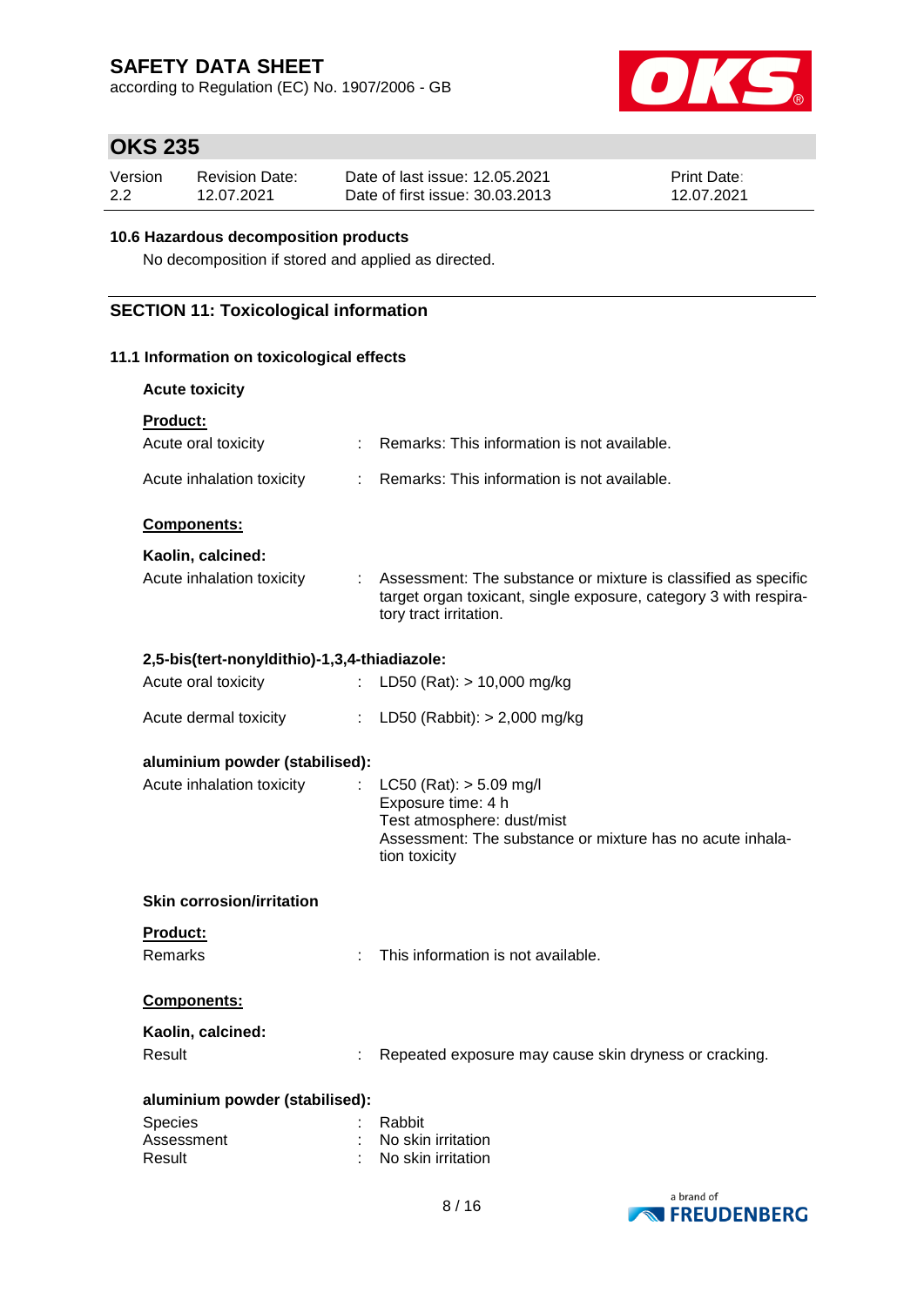### 10.6 Hazardous decomposition products

No decomposition if stored and applied as directed.

## SECTION 11: Toxicological information

### 11.1 Information on toxicological effects

**Acute toxicity**

**Product:**

Acute oral toxicity : Remarks: This information is not available.

Acute inhalation toxicity : Remarks: This information is not available.

**Components:**

**Kaolin, calcined:**

Acute inhalation toxicity : Assessment: The substance or mixture is classified as specific target organ toxicant, single exposure, category 3 with respiratory tract irritation.

**2,5-bis(tert-nonyldithio)-1,3,4-thiadiazole:**

Acute oral toxicity : LD50 (Rat): > 10,000 mg/kg

Acute dermal toxicity : LD50 (Rabbit): > 2,000 mg/kg

**aluminium powder (stabilised):**

Acute inhalation toxicity : LC50 (Rat): > 5.09 mg/l
Exposure time: 4 h
Test atmosphere: dust/mist
Assessment: The substance or mixture has no acute inhalation toxicity

**Skin corrosion/irritation**

**Product:**

Remarks : This information is not available.

**Components:**

**Kaolin, calcined:**

Result : Repeated exposure may cause skin dryness or cracking.

**aluminium powder (stabilised):**

Species : Rabbit
Assessment : No skin irritation
Result : No skin irritation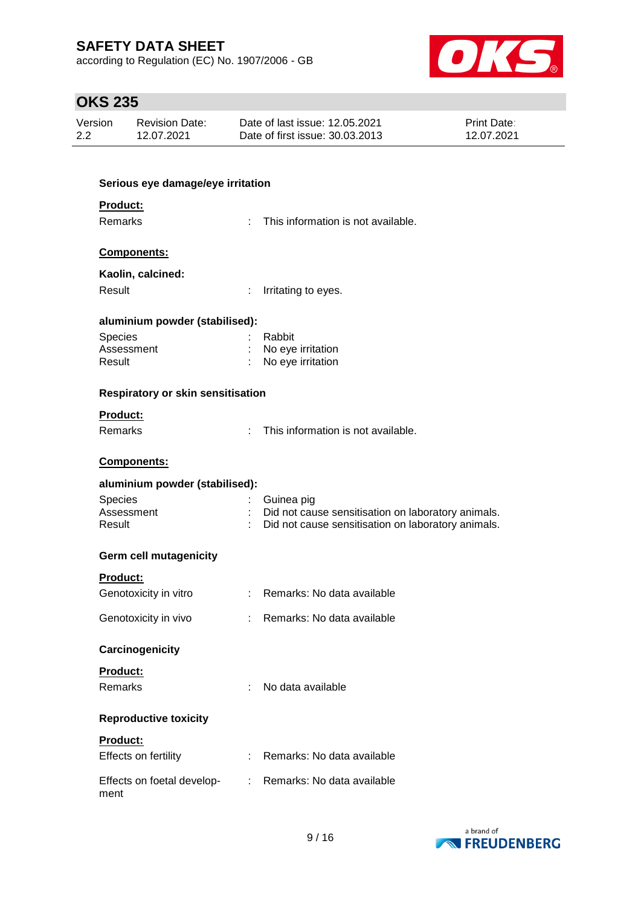**Serious eye damage/eye irritation**

**Product:**

Remarks : This information is not available.

**Components:**

**Kaolin, calcined:**

Result : Irritating to eyes.

**aluminium powder (stabilised):**

Species : Rabbit
Assessment : No eye irritation
Result : No eye irritation

**Respiratory or skin sensitisation**

**Product:**

Remarks : This information is not available.

**Components:**

**aluminium powder (stabilised):**

Species : Guinea pig
Assessment : Did not cause sensitisation on laboratory animals.
Result : Did not cause sensitisation on laboratory animals.

**Germ cell mutagenicity**

**Product:**

Genotoxicity in vitro : Remarks: No data available

Genotoxicity in vivo : Remarks: No data available

**Carcinogenicity**

**Product:**

Remarks : No data available

**Reproductive toxicity**

**Product:**

Effects on fertility : Remarks: No data available

Effects on foetal development : Remarks: No data available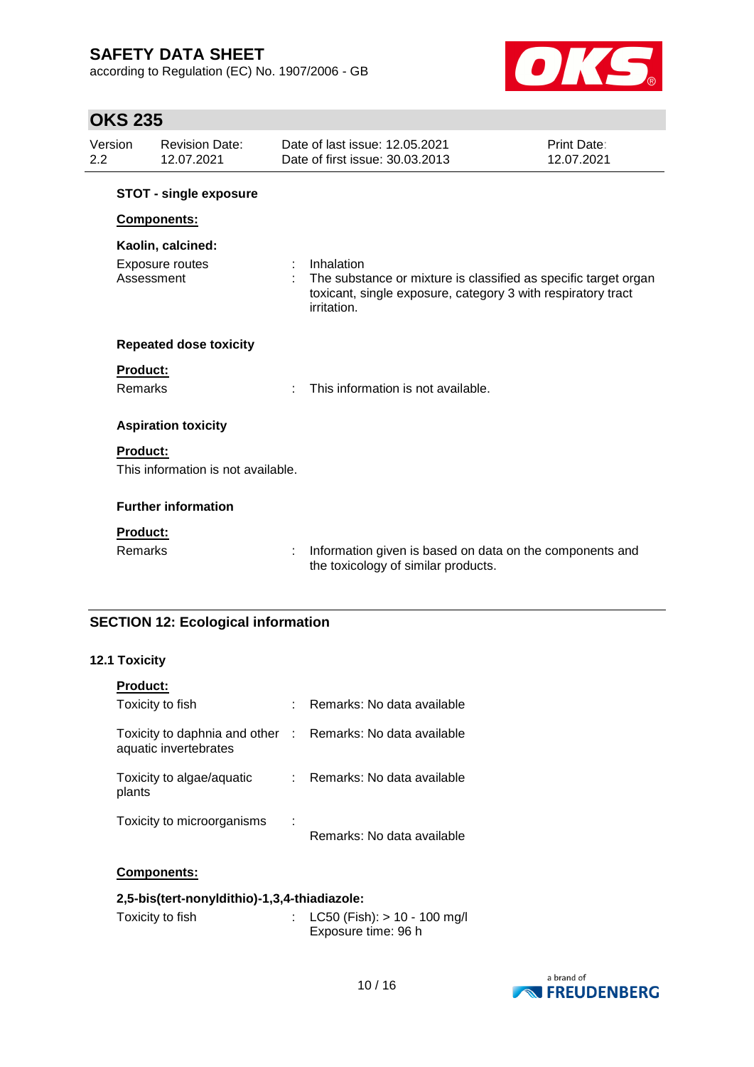**STOT - single exposure**

**Components:**

**Kaolin, calcined:**

Exposure routes : Inhalation
Assessment : The substance or mixture is classified as specific target organ toxicant, single exposure, category 3 with respiratory tract irritation.

**Repeated dose toxicity**

**Product:**

Remarks : This information is not available.

**Aspiration toxicity**

**Product:**

This information is not available.

**Further information**

**Product:**

Remarks : Information given is based on data on the components and the toxicology of similar products.

## SECTION 12: Ecological information

### 12.1 Toxicity

**Product:**

Toxicity to fish : Remarks: No data available

Toxicity to daphnia and other aquatic invertebrates : Remarks: No data available

Toxicity to algae/aquatic plants : Remarks: No data available

Toxicity to microorganisms : Remarks: No data available

**Components:**

**2,5-bis(tert-nonyldithio)-1,3,4-thiadiazole:**

Toxicity to fish : LC50 (Fish): > 10 - 100 mg/l
Exposure time: 96 h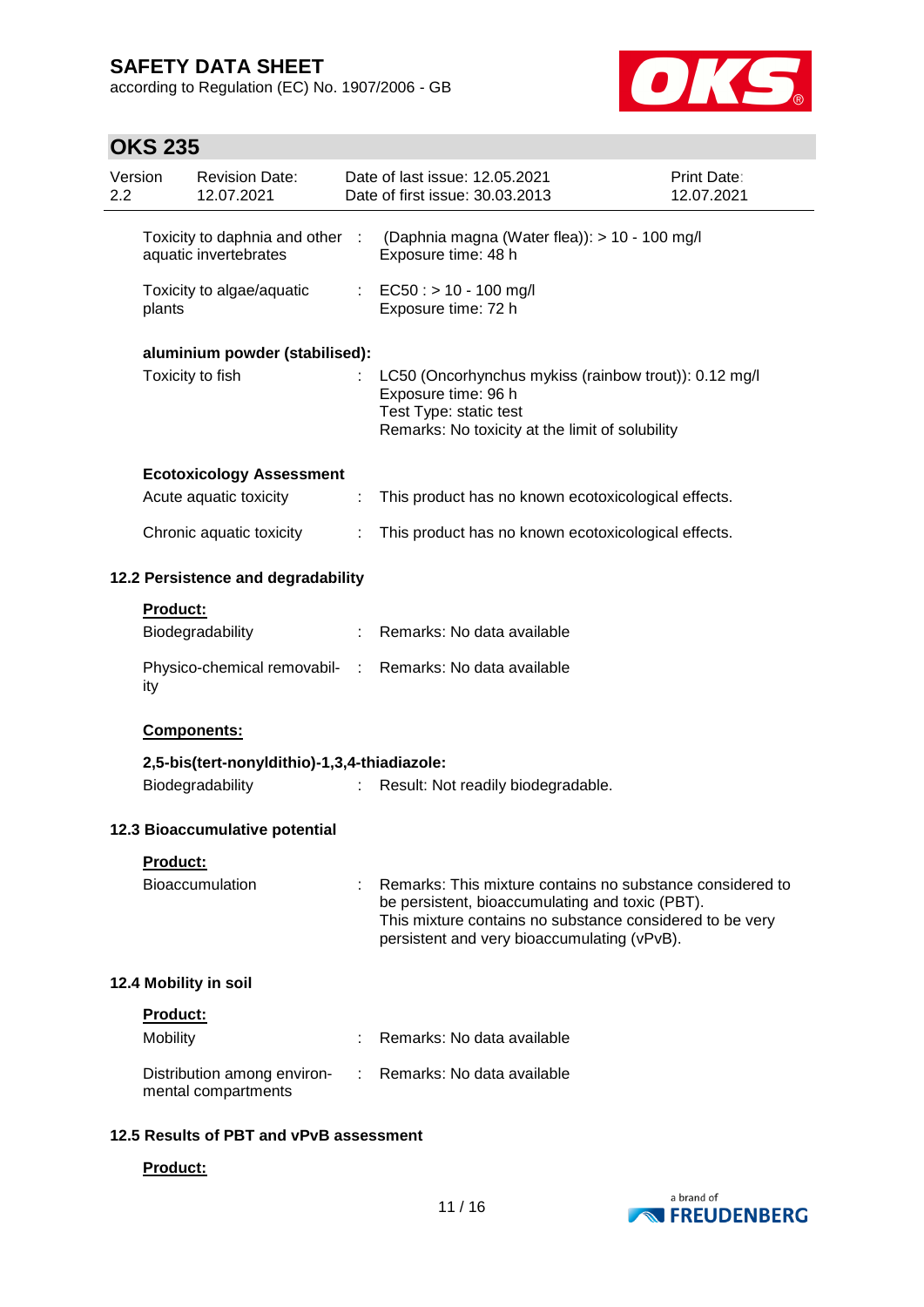| | | |
|---|---|---|
| Toxicity to daphnia and other aquatic invertebrates | : | (Daphnia magna (Water flea)): > 10 - 100 mg/l<br>Exposure time: 48 h |
| Toxicity to algae/aquatic plants | : | EC50 : > 10 - 100 mg/l<br>Exposure time: 72 h |

**aluminium powder (stabilised):**

| | | |
|---|---|---|
| Toxicity to fish | : | LC50 (Oncorhynchus mykiss (rainbow trout)): 0.12 mg/l<br>Exposure time: 96 h<br>Test Type: static test<br>Remarks: No toxicity at the limit of solubility |

**Ecotoxicology Assessment**

| | | |
|---|---|---|
| Acute aquatic toxicity | : | This product has no known ecotoxicological effects. |
| Chronic aquatic toxicity | : | This product has no known ecotoxicological effects. |

### 12.2 Persistence and degradability

**Product:**

| | | |
|---|---|---|
| Biodegradability | : | Remarks: No data available |
| Physico-chemical removability | : | Remarks: No data available |

**Components:**

**2,5-bis(tert-nonyldithio)-1,3,4-thiadiazole:**

| | | |
|---|---|---|
| Biodegradability | : | Result: Not readily biodegradable. |

### 12.3 Bioaccumulative potential

**Product:**

| | | |
|---|---|---|
| Bioaccumulation | : | Remarks: This mixture contains no substance considered to be persistent, bioaccumulating and toxic (PBT).<br>This mixture contains no substance considered to be very persistent and very bioaccumulating (vPvB). |

### 12.4 Mobility in soil

**Product:**

| | | |
|---|---|---|
| Mobility | : | Remarks: No data available |
| Distribution among environmental compartments | : | Remarks: No data available |

### 12.5 Results of PBT and vPvB assessment

**Product:**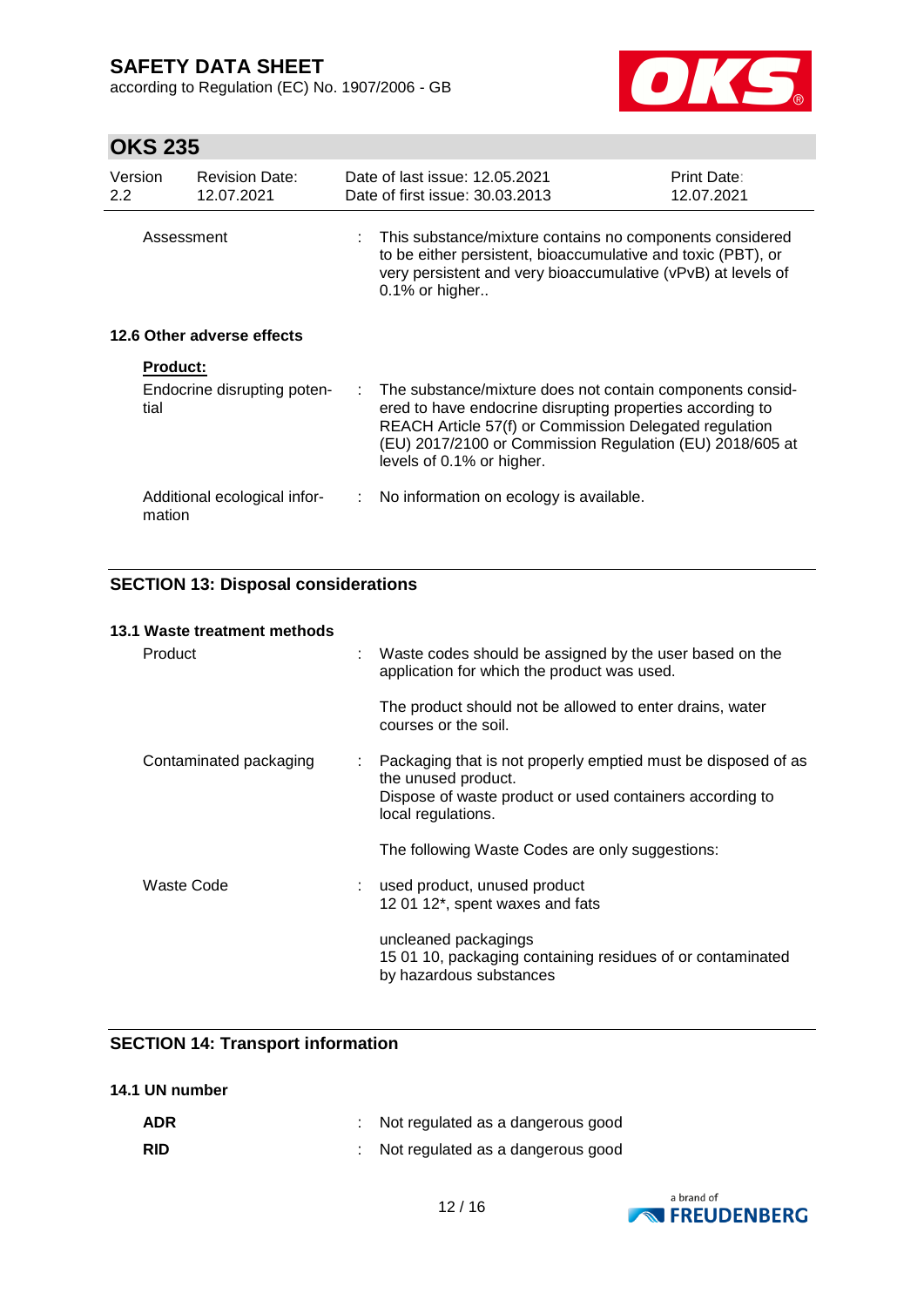| | |
|---|---|
| Assessment | : This substance/mixture contains no components considered to be either persistent, bioaccumulative and toxic (PBT), or very persistent and very bioaccumulative (vPvB) at levels of 0.1% or higher.. |

### 12.6 Other adverse effects

**Product:**

| | |
|---|---|
| Endocrine disrupting potential | : The substance/mixture does not contain components considered to have endocrine disrupting properties according to REACH Article 57(f) or Commission Delegated regulation (EU) 2017/2100 or Commission Regulation (EU) 2018/605 at levels of 0.1% or higher. |
| Additional ecological information | : No information on ecology is available. |

## SECTION 13: Disposal considerations

### 13.1 Waste treatment methods

| | |
|---|---|
| Product | : Waste codes should be assigned by the user based on the application for which the product was used.<br><br>The product should not be allowed to enter drains, water courses or the soil. |
| Contaminated packaging | : Packaging that is not properly emptied must be disposed of as the unused product.<br>Dispose of waste product or used containers according to local regulations.<br><br>The following Waste Codes are only suggestions: |
| Waste Code | : used product, unused product<br>12 01 12*, spent waxes and fats<br><br>uncleaned packagings<br>15 01 10, packaging containing residues of or contaminated by hazardous substances |

## SECTION 14: Transport information

### 14.1 UN number

| | |
|---|---|
| **ADR** | : Not regulated as a dangerous good |
| **RID** | : Not regulated as a dangerous good |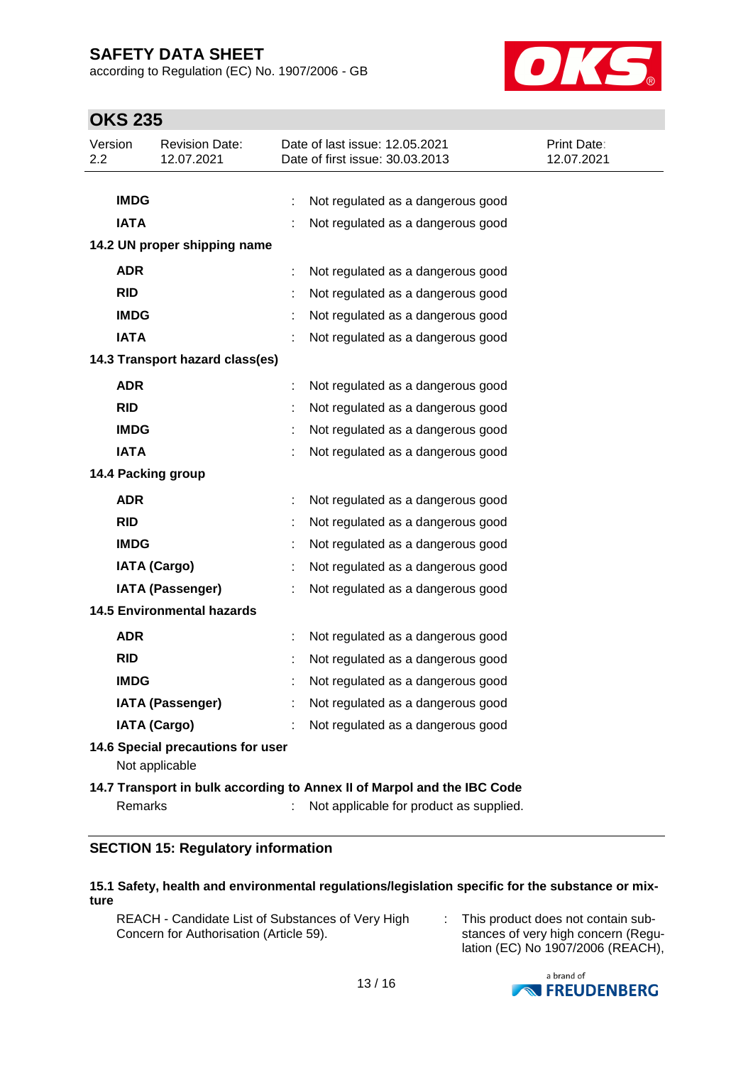| | | |
|---|---|---|
| **IMDG** | : | Not regulated as a dangerous good |
| **IATA** | : | Not regulated as a dangerous good |

**14.2 UN proper shipping name**

| | | |
|---|---|---|
| **ADR** | : | Not regulated as a dangerous good |
| **RID** | : | Not regulated as a dangerous good |
| **IMDG** | : | Not regulated as a dangerous good |
| **IATA** | : | Not regulated as a dangerous good |

**14.3 Transport hazard class(es)**

| | | |
|---|---|---|
| **ADR** | : | Not regulated as a dangerous good |
| **RID** | : | Not regulated as a dangerous good |
| **IMDG** | : | Not regulated as a dangerous good |
| **IATA** | : | Not regulated as a dangerous good |

**14.4 Packing group**

| | | |
|---|---|---|
| **ADR** | : | Not regulated as a dangerous good |
| **RID** | : | Not regulated as a dangerous good |
| **IMDG** | : | Not regulated as a dangerous good |
| **IATA (Cargo)** | : | Not regulated as a dangerous good |
| **IATA (Passenger)** | : | Not regulated as a dangerous good |

**14.5 Environmental hazards**

| | | |
|---|---|---|
| **ADR** | : | Not regulated as a dangerous good |
| **RID** | : | Not regulated as a dangerous good |
| **IMDG** | : | Not regulated as a dangerous good |
| **IATA (Passenger)** | : | Not regulated as a dangerous good |
| **IATA (Cargo)** | : | Not regulated as a dangerous good |

**14.6 Special precautions for user**

Not applicable

**14.7 Transport in bulk according to Annex II of Marpol and the IBC Code**

Remarks : Not applicable for product as supplied.

## SECTION 15: Regulatory information

**15.1 Safety, health and environmental regulations/legislation specific for the substance or mixture**

REACH - Candidate List of Substances of Very High Concern for Authorisation (Article 59). : This product does not contain substances of very high concern (Regulation (EC) No 1907/2006 (REACH),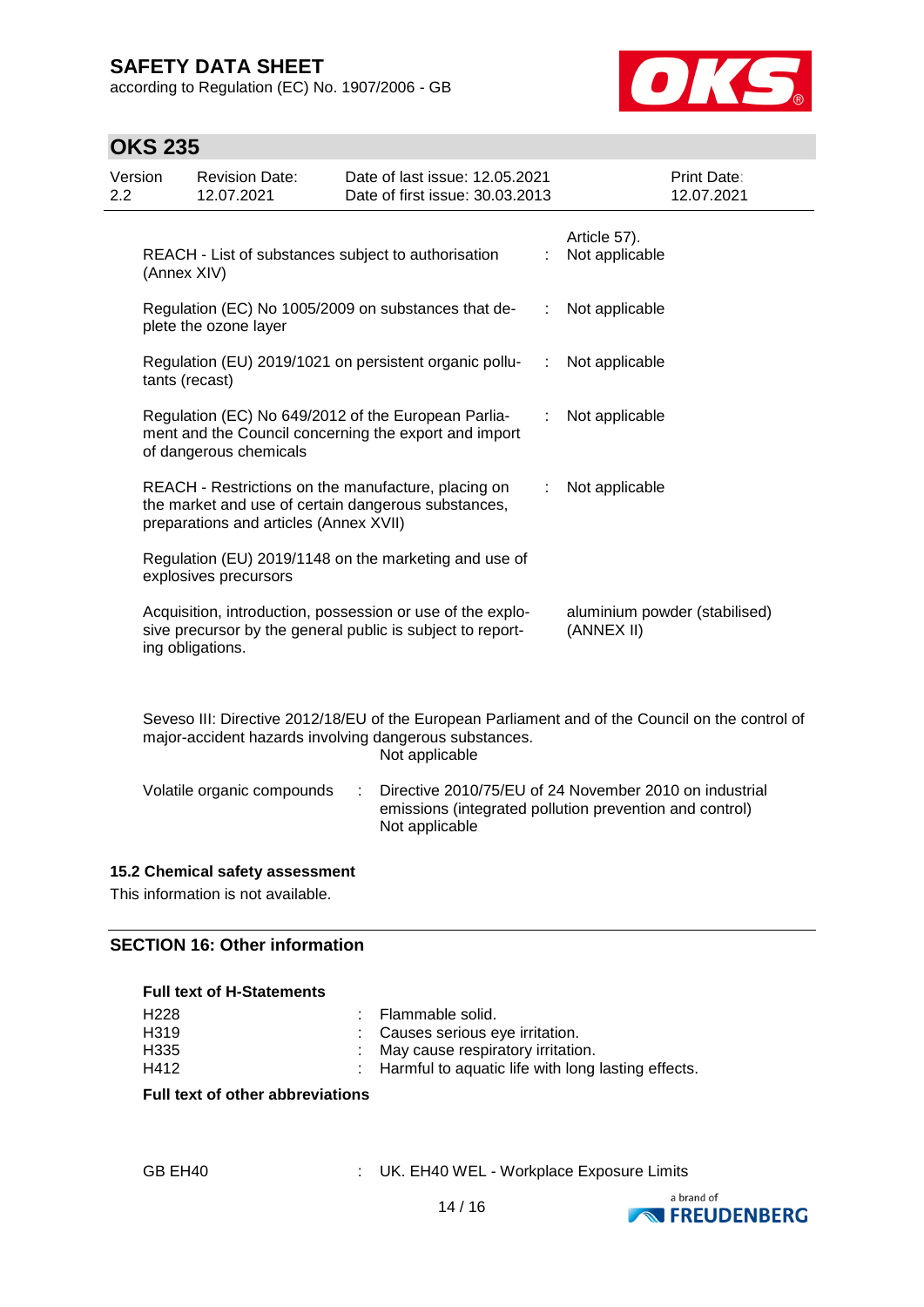| | | |
|---|---|---|
| | | Article 57). |
| REACH - List of substances subject to authorisation (Annex XIV) | : | Not applicable |
| Regulation (EC) No 1005/2009 on substances that deplete the ozone layer | : | Not applicable |
| Regulation (EU) 2019/1021 on persistent organic pollutants (recast) | : | Not applicable |
| Regulation (EC) No 649/2012 of the European Parliament and the Council concerning the export and import of dangerous chemicals | : | Not applicable |
| REACH - Restrictions on the manufacture, placing on the market and use of certain dangerous substances, preparations and articles (Annex XVII) | : | Not applicable |
| Regulation (EU) 2019/1148 on the marketing and use of explosives precursors | | |
| Acquisition, introduction, possession or use of the explosive precursor by the general public is subject to reporting obligations. | | aluminium powder (stabilised) (ANNEX II) |

Seveso III: Directive 2012/18/EU of the European Parliament and of the Council on the control of major-accident hazards involving dangerous substances.
Not applicable

Volatile organic compounds : Directive 2010/75/EU of 24 November 2010 on industrial emissions (integrated pollution prevention and control)
Not applicable

### 15.2 Chemical safety assessment

This information is not available.

## SECTION 16: Other information

**Full text of H-Statements**

| | | |
|---|---|---|
| H228 | : | Flammable solid. |
| H319 | : | Causes serious eye irritation. |
| H335 | : | May cause respiratory irritation. |
| H412 | : | Harmful to aquatic life with long lasting effects. |

**Full text of other abbreviations**

| | | |
|---|---|---|
| GB EH40 | : | UK. EH40 WEL - Workplace Exposure Limits |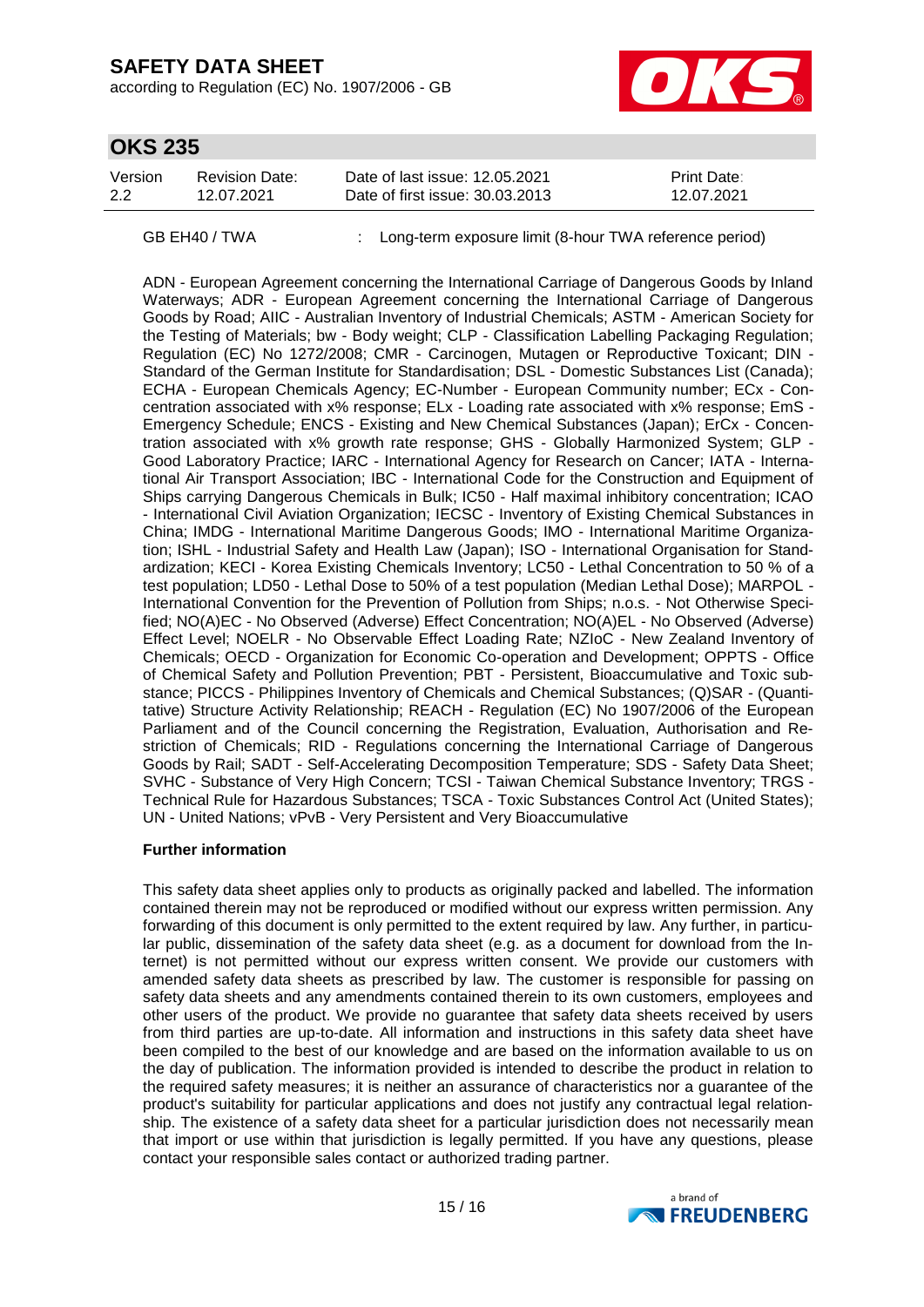GB EH40 / TWA : Long-term exposure limit (8-hour TWA reference period)

ADN - European Agreement concerning the International Carriage of Dangerous Goods by Inland Waterways; ADR - European Agreement concerning the International Carriage of Dangerous Goods by Road; AIIC - Australian Inventory of Industrial Chemicals; ASTM - American Society for the Testing of Materials; bw - Body weight; CLP - Classification Labelling Packaging Regulation; Regulation (EC) No 1272/2008; CMR - Carcinogen, Mutagen or Reproductive Toxicant; DIN - Standard of the German Institute for Standardisation; DSL - Domestic Substances List (Canada); ECHA - European Chemicals Agency; EC-Number - European Community number; ECx - Concentration associated with x% response; ELx - Loading rate associated with x% response; EmS - Emergency Schedule; ENCS - Existing and New Chemical Substances (Japan); ErCx - Concentration associated with x% growth rate response; GHS - Globally Harmonized System; GLP - Good Laboratory Practice; IARC - International Agency for Research on Cancer; IATA - International Air Transport Association; IBC - International Code for the Construction and Equipment of Ships carrying Dangerous Chemicals in Bulk; IC50 - Half maximal inhibitory concentration; ICAO - International Civil Aviation Organization; IECSC - Inventory of Existing Chemical Substances in China; IMDG - International Maritime Dangerous Goods; IMO - International Maritime Organization; ISHL - Industrial Safety and Health Law (Japan); ISO - International Organisation for Standardization; KECI - Korea Existing Chemicals Inventory; LC50 - Lethal Concentration to 50 % of a test population; LD50 - Lethal Dose to 50% of a test population (Median Lethal Dose); MARPOL - International Convention for the Prevention of Pollution from Ships; n.o.s. - Not Otherwise Specified; NO(A)EC - No Observed (Adverse) Effect Concentration; NO(A)EL - No Observed (Adverse) Effect Level; NOELR - No Observable Effect Loading Rate; NZIoC - New Zealand Inventory of Chemicals; OECD - Organization for Economic Co-operation and Development; OPPTS - Office of Chemical Safety and Pollution Prevention; PBT - Persistent, Bioaccumulative and Toxic substance; PICCS - Philippines Inventory of Chemicals and Chemical Substances; (Q)SAR - (Quantitative) Structure Activity Relationship; REACH - Regulation (EC) No 1907/2006 of the European Parliament and of the Council concerning the Registration, Evaluation, Authorisation and Restriction of Chemicals; RID - Regulations concerning the International Carriage of Dangerous Goods by Rail; SADT - Self-Accelerating Decomposition Temperature; SDS - Safety Data Sheet; SVHC - Substance of Very High Concern; TCSI - Taiwan Chemical Substance Inventory; TRGS - Technical Rule for Hazardous Substances; TSCA - Toxic Substances Control Act (United States); UN - United Nations; vPvB - Very Persistent and Very Bioaccumulative

**Further information**

This safety data sheet applies only to products as originally packed and labelled. The information contained therein may not be reproduced or modified without our express written permission. Any forwarding of this document is only permitted to the extent required by law. Any further, in particular public, dissemination of the safety data sheet (e.g. as a document for download from the Internet) is not permitted without our express written consent. We provide our customers with amended safety data sheets as prescribed by law. The customer is responsible for passing on safety data sheets and any amendments contained therein to its own customers, employees and other users of the product. We provide no guarantee that safety data sheets received by users from third parties are up-to-date. All information and instructions in this safety data sheet have been compiled to the best of our knowledge and are based on the information available to us on the day of publication. The information provided is intended to describe the product in relation to the required safety measures; it is neither an assurance of characteristics nor a guarantee of the product's suitability for particular applications and does not justify any contractual legal relationship. The existence of a safety data sheet for a particular jurisdiction does not necessarily mean that import or use within that jurisdiction is legally permitted. If you have any questions, please contact your responsible sales contact or authorized trading partner.